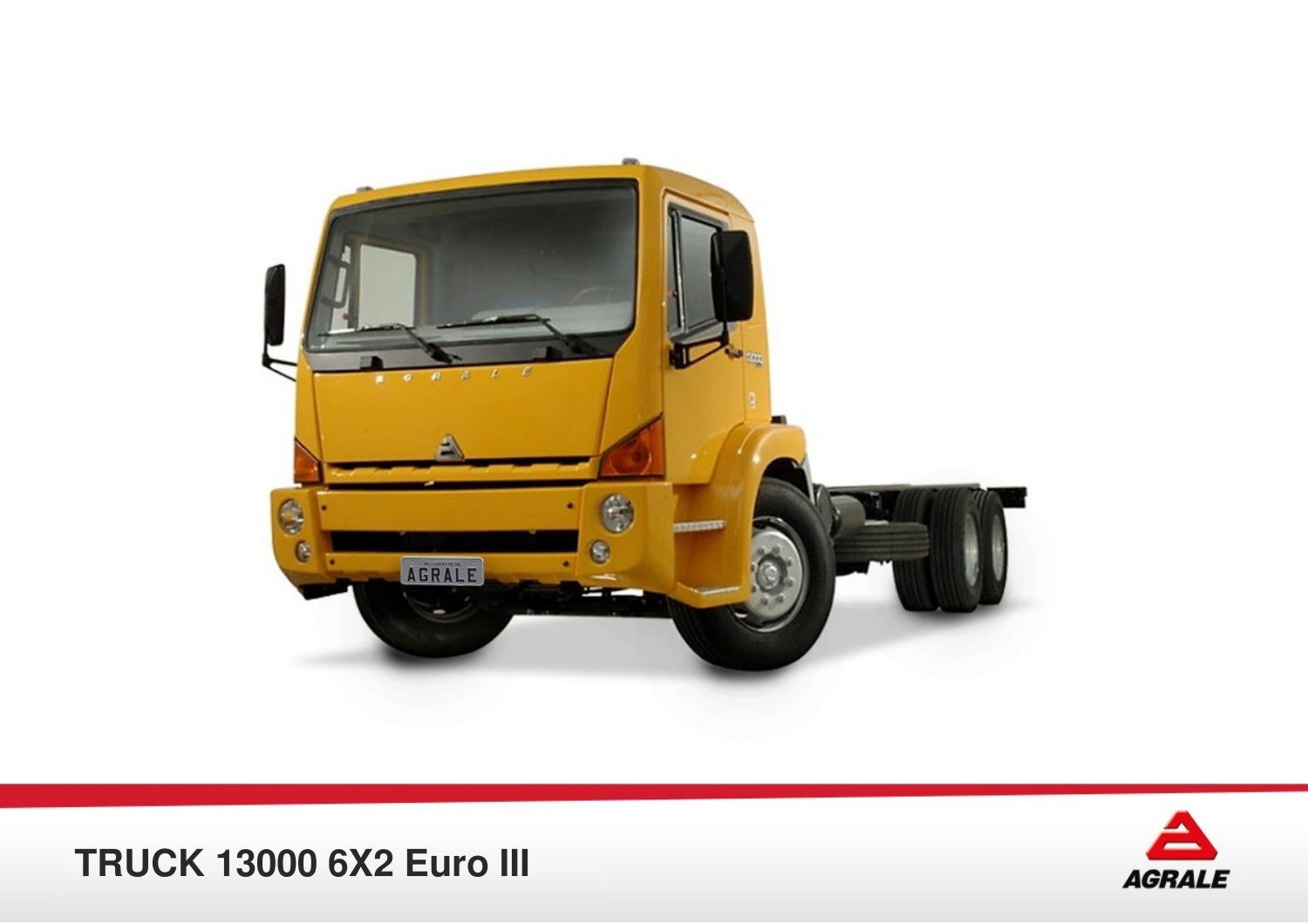# TRUCK 13000 6X2 Euro III

AGRALE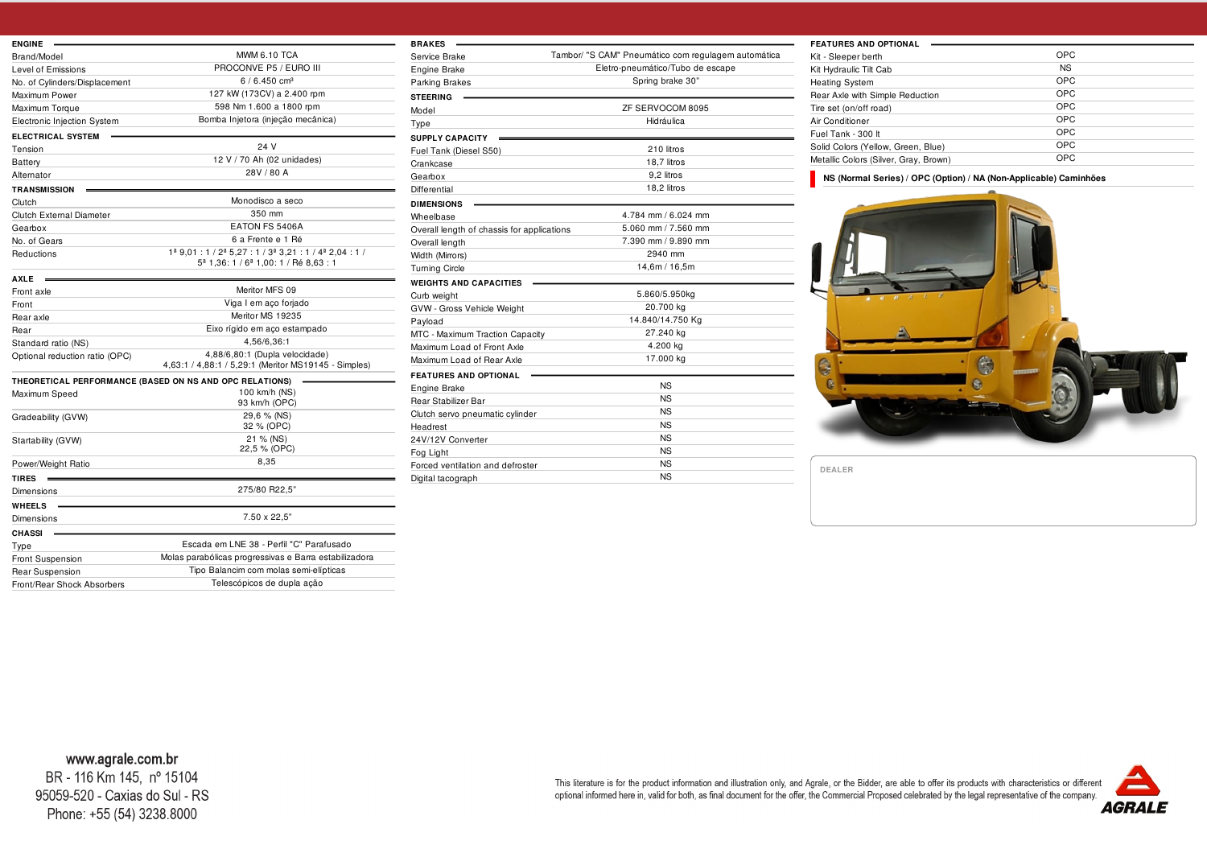## ENGINE

| | |
|---|---|
| Brand/Model | MWM 6.10 TCA |
| Level of Emissions | PROCONVE P5 / EURO III |
| No. of Cylinders/Displacement | 6 / 6.450 cm³ |
| Maximum Power | 127 kW (173CV) a 2.400 rpm |
| Maximum Torque | 598 Nm 1.600 a 1800 rpm |
| Electronic Injection System | Bomba Injetora (injeção mecânica) |

## ELECTRICAL SYSTEM

| | |
|---|---|
| Tension | 24 V |
| Battery | 12 V / 70 Ah (02 unidades) |
| Alternator | 28V / 80 A |

## TRANSMISSION

| | |
|---|---|
| Clutch | Monodisco a seco |
| Clutch External Diameter | 350 mm |
| Gearbox | EATON FS 5406A |
| No. of Gears | 6 a Frente e 1 Ré |
| Reductions | 1ª 9,01 : 1 / 2ª 5,27 : 1 / 3ª 3,21 : 1 / 4ª 2,04 : 1 / 5ª 1,36: 1 / 6ª 1,00: 1 / Ré 8,63 : 1 |

## AXLE

| | |
|---|---|
| Front axle | Meritor MFS 09 |
| Front | Viga I em aço forjado |
| Rear axle | Meritor MS 19235 |
| Rear | Eixo rígido em aço estampado |
| Standard ratio (NS) | 4,56/6,36:1 |
| Optional reduction ratio (OPC) | 4,88/6,80:1 (Dupla velocidade) 4,63:1 / 4,88:1 / 5,29:1 (Meritor MS19145 - Simples) |

## THEORETICAL PERFORMANCE (BASED ON NS AND OPC RELATIONS)

| | |
|---|---|
| Maximum Speed | 100 km/h (NS) 93 km/h (OPC) |
| Gradeability (GVW) | 29,6 % (NS) 32 % (OPC) |
| Startability (GVW) | 21 % (NS) 22,5 % (OPC) |
| Power/Weight Ratio | 8,35 |

## TIRES

| | |
|---|---|
| Dimensions | 275/80 R22,5" |

## WHEELS

| | |
|---|---|
| Dimensions | 7.50 x 22,5" |

## CHASSI

| | |
|---|---|
| Type | Escada em LNE 38 - Perfil "C" Parafusado |
| Front Suspension | Molas parabólicas progressivas e Barra estabilizadora |
| Rear Suspension | Tipo Balancim com molas semi-elípticas |
| Front/Rear Shock Absorbers | Telescópicos de dupla ação |

## BRAKES

| | |
|---|---|
| Service Brake | Tambor/ "S CAM" Pneumático com regulagem automática |
| Engine Brake | Eletro-pneumático/Tubo de escape |
| Parking Brakes | Spring brake 30" |

## STEERING

| | |
|---|---|
| Model | ZF SERVOCOM 8095 |
| Type | Hidráulica |

## SUPPLY CAPACITY

| | |
|---|---|
| Fuel Tank (Diesel S50) | 210 litros |
| Crankcase | 18,7 litros |
| Gearbox | 9,2 litros |
| Differential | 18,2 litros |

## DIMENSIONS

| | |
|---|---|
| Wheelbase | 4.784 mm / 6.024 mm |
| Overall length of chassis for applications | 5.060 mm / 7.560 mm |
| Overall length | 7.390 mm / 9.890 mm |
| Width (Mirrors) | 2940 mm |
| Turning Circle | 14,6m / 16,5m |

## WEIGHTS AND CAPACITIES

| | |
|---|---|
| Curb weight | 5.860/5.950kg |
| GVW - Gross Vehicle Weight | 20.700 kg |
| Payload | 14.840/14.750 Kg |
| MTC - Maximum Traction Capacity | 27.240 kg |
| Maximum Load of Front Axle | 4.200 kg |
| Maximum Load of Rear Axle | 17.000 kg |

## FEATURES AND OPTIONAL

| | |
|---|---|
| Engine Brake | NS |
| Rear Stabilizer Bar | NS |
| Clutch servo pneumatic cylinder | NS |
| Headrest | NS |
| 24V/12V Converter | NS |
| Fog Light | NS |
| Forced ventilation and defroster | NS |
| Digital tacograph | NS |

## FEATURES AND OPTIONAL

| | |
|---|---|
| Kit - Sleeper berth | OPC |
| Kit Hydraulic Tilt Cab | NS |
| Heating System | OPC |
| Rear Axle with Simple Reduction | OPC |
| Tire set (on/off road) | OPC |
| Air Conditioner | OPC |
| Fuel Tank - 300 lt | OPC |
| Solid Colors (Yellow, Green, Blue) | OPC |
| Metallic Colors (Silver, Gray, Brown) | OPC |

**NS (Normal Series) / OPC (Option) / NA (Non-Applicable) Caminhões**

DEALER

www.agrale.com.br
BR - 116 Km 145, nº 15104
95059-520 - Caxias do Sul - RS
Phone: +55 (54) 3238.8000

This literature is for the product information and illustration only, and Agrale, or the Bidder, are able to offer its products with characteristics or different optional informed here in, valid for both, as final document for the offer, the Commercial Proposed celebrated by the legal representative of the company.

AGRALE